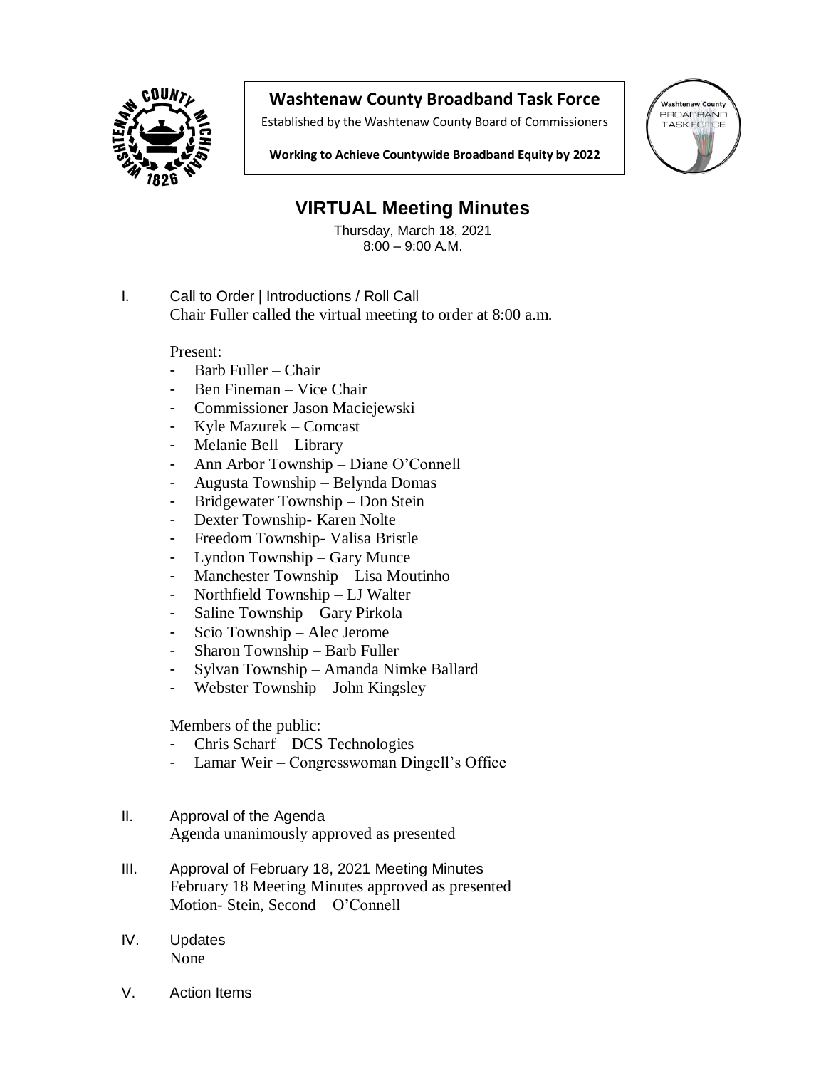# Washtenaw County Broadband Task Force

Established by the Washtenaw County Board of Commissioners

**Working to Achieve Countywide Broadband Equity by 2022**

## VIRTUAL Meeting Minutes

Thursday, March 18, 2021
8:00 – 9:00 A.M.

I. Call to Order | Introductions / Roll Call
Chair Fuller called the virtual meeting to order at 8:00 a.m.

Present:
- Barb Fuller – Chair
- Ben Fineman – Vice Chair
- Commissioner Jason Maciejewski
- Kyle Mazurek – Comcast
- Melanie Bell – Library
- Ann Arbor Township – Diane O'Connell
- Augusta Township – Belynda Domas
- Bridgewater Township – Don Stein
- Dexter Township- Karen Nolte
- Freedom Township- Valisa Bristle
- Lyndon Township – Gary Munce
- Manchester Township – Lisa Moutinho
- Northfield Township – LJ Walter
- Saline Township – Gary Pirkola
- Scio Township – Alec Jerome
- Sharon Township – Barb Fuller
- Sylvan Township – Amanda Nimke Ballard
- Webster Township – John Kingsley

Members of the public:
- Chris Scharf – DCS Technologies
- Lamar Weir – Congresswoman Dingell's Office

II. Approval of the Agenda
Agenda unanimously approved as presented

III. Approval of February 18, 2021 Meeting Minutes
February 18 Meeting Minutes approved as presented
Motion- Stein, Second – O'Connell

IV. Updates
None

V. Action Items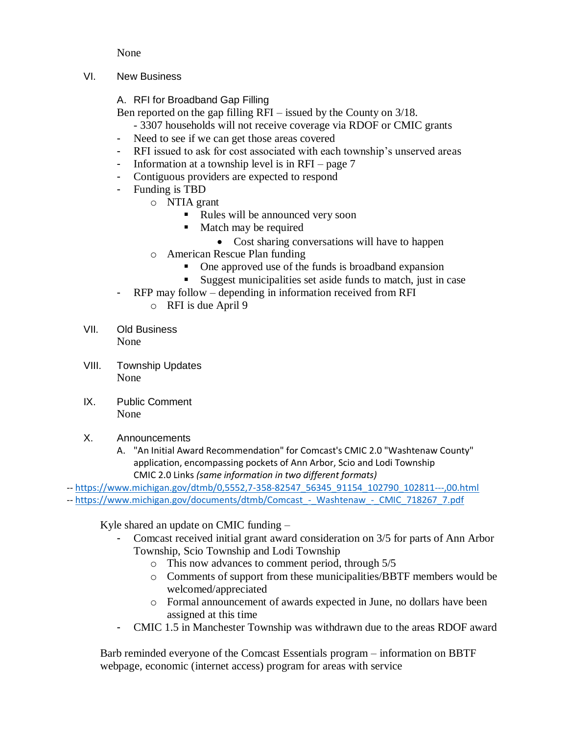None

## VI. New Business

### A. RFI for Broadband Gap Filling

Ben reported on the gap filling RFI – issued by the County on 3/18.

- 3307 households will not receive coverage via RDOF or CMIC grants
- Need to see if we can get those areas covered
- RFI issued to ask for cost associated with each township's unserved areas
- Information at a township level is in RFI – page 7
- Contiguous providers are expected to respond
- Funding is TBD
  - NTIA grant
    - Rules will be announced very soon
    - Match may be required
      - Cost sharing conversations will have to happen
  - American Rescue Plan funding
    - One approved use of the funds is broadband expansion
    - Suggest municipalities set aside funds to match, just in case
- RFP may follow – depending in information received from RFI
  - RFI is due April 9

## VII. Old Business

None

## VIII. Township Updates

None

## IX. Public Comment

None

## X. Announcements

A. "An Initial Award Recommendation" for Comcast's CMIC 2.0 "Washtenaw County" application, encompassing pockets of Ann Arbor, Scio and Lodi Township
CMIC 2.0 Links *(same information in two different formats)*

-- https://www.michigan.gov/dtmb/0,5552,7-358-82547_56345_91154_102790_102811---,00.html
-- https://www.michigan.gov/documents/dtmb/Comcast_-_Washtenaw_-_CMIC_718267_7.pdf

Kyle shared an update on CMIC funding –

- Comcast received initial grant award consideration on 3/5 for parts of Ann Arbor Township, Scio Township and Lodi Township
  - This now advances to comment period, through 5/5
  - Comments of support from these municipalities/BBTF members would be welcomed/appreciated
  - Formal announcement of awards expected in June, no dollars have been assigned at this time
- CMIC 1.5 in Manchester Township was withdrawn due to the areas RDOF award

Barb reminded everyone of the Comcast Essentials program – information on BBTF webpage, economic (internet access) program for areas with service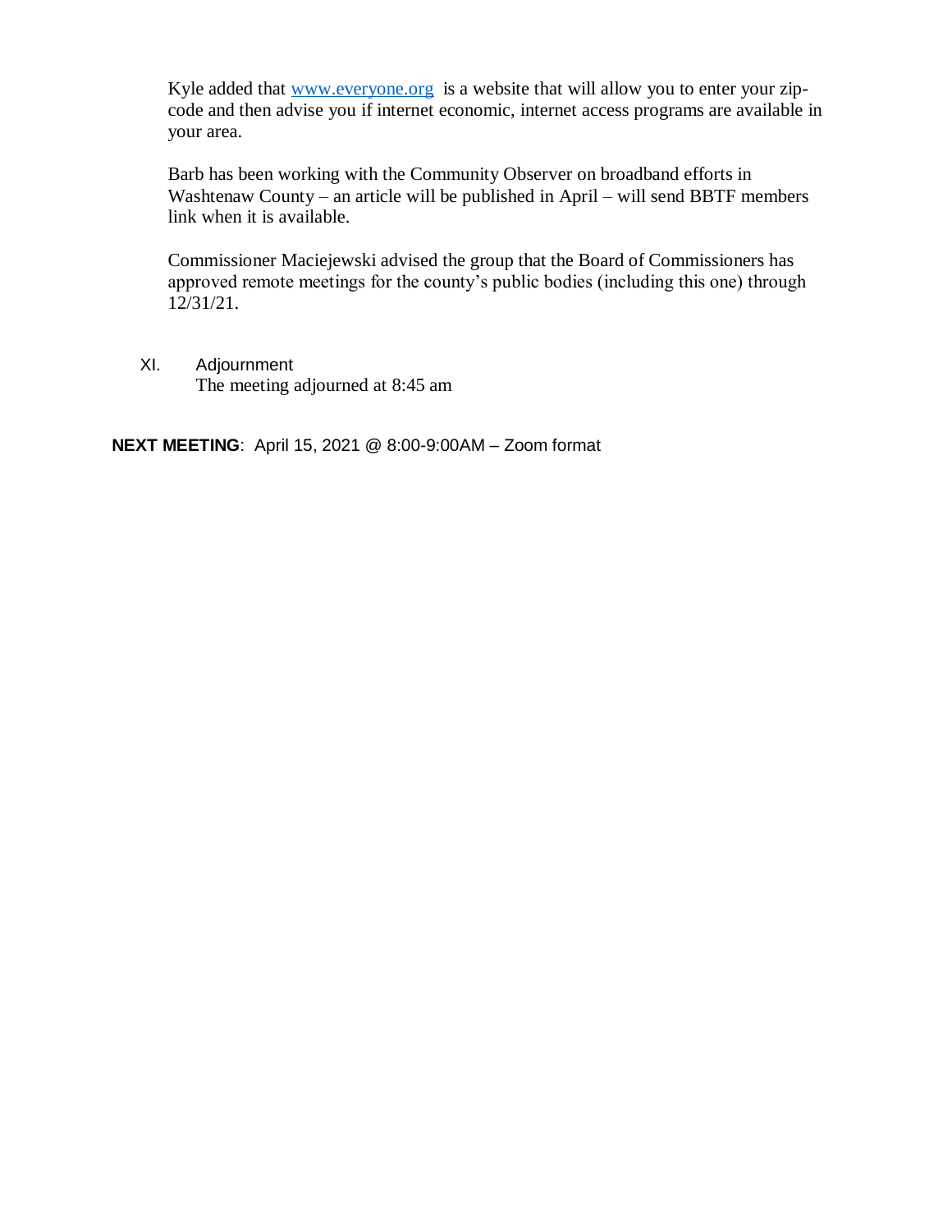Kyle added that [www.everyone.org](http://www.everyone.org) is a website that will allow you to enter your zip-code and then advise you if internet economic, internet access programs are available in your area.

Barb has been working with the Community Observer on broadband efforts in Washtenaw County – an article will be published in April – will send BBTF members link when it is available.

Commissioner Maciejewski advised the group that the Board of Commissioners has approved remote meetings for the county's public bodies (including this one) through 12/31/21.

XI. Adjournment
The meeting adjourned at 8:45 am

**NEXT MEETING**: April 15, 2021 @ 8:00-9:00AM – Zoom format